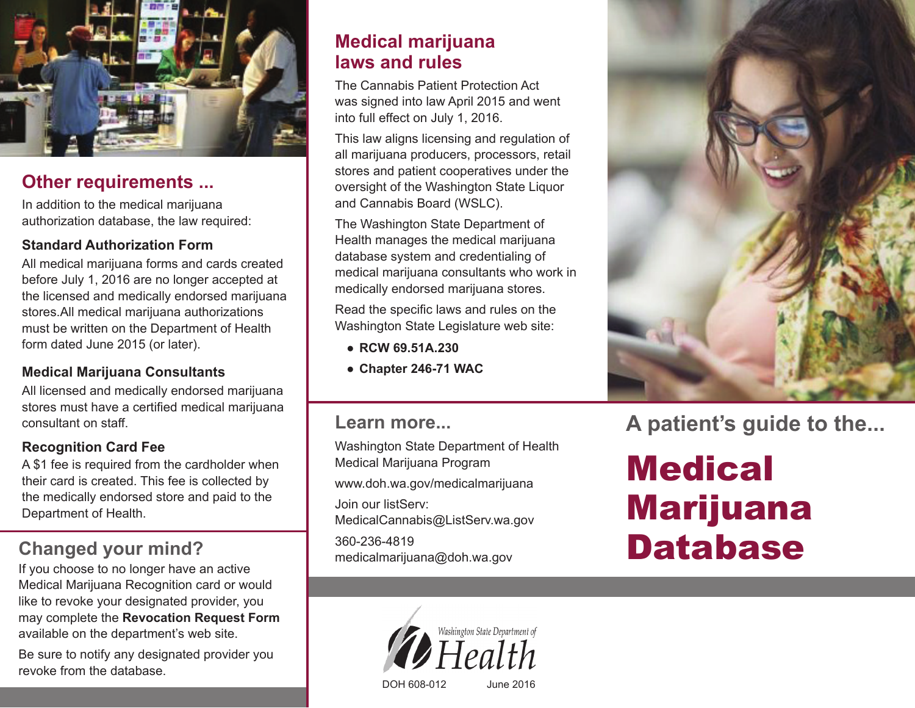## Other requirements ...

In addition to the medical marijuana authorization database, the law required:

### Standard Authorization Form

All medical marijuana forms and cards created before July 1, 2016 are no longer accepted at the licensed and medically endorsed marijuana stores.All medical marijuana authorizations must be written on the Department of Health form dated June 2015 (or later).

### Medical Marijuana Consultants

All licensed and medically endorsed marijuana stores must have a certified medical marijuana consultant on staff.

### Recognition Card Fee

A $1 fee is required from the cardholder when their card is created. This fee is collected by the medically endorsed store and paid to the Department of Health.

## Changed your mind?

If you choose to no longer have an active Medical Marijuana Recognition card or would like to revoke your designated provider, you may complete the **Revocation Request Form** available on the department's web site.

Be sure to notify any designated provider you revoke from the database.

## Medical marijuana laws and rules

The Cannabis Patient Protection Act was signed into law April 2015 and went into full effect on July 1, 2016.

This law aligns licensing and regulation of all marijuana producers, processors, retail stores and patient cooperatives under the oversight of the Washington State Liquor and Cannabis Board (WSLC).

The Washington State Department of Health manages the medical marijuana database system and credentialing of medical marijuana consultants who work in medically endorsed marijuana stores.

Read the specific laws and rules on the Washington State Legislature web site:

- **RCW 69.51A.230**
- **Chapter 246-71 WAC**

## Learn more...

Washington State Department of Health
Medical Marijuana Program

www.doh.wa.gov/medicalmarijuana

Join our listServ:
MedicalCannabis@ListServ.wa.gov

360-236-4819
medicalmarijuana@doh.wa.gov

Washington State Department of Health

DOH 608-012 June 2016

## A patient's guide to the...

# Medical Marijuana Database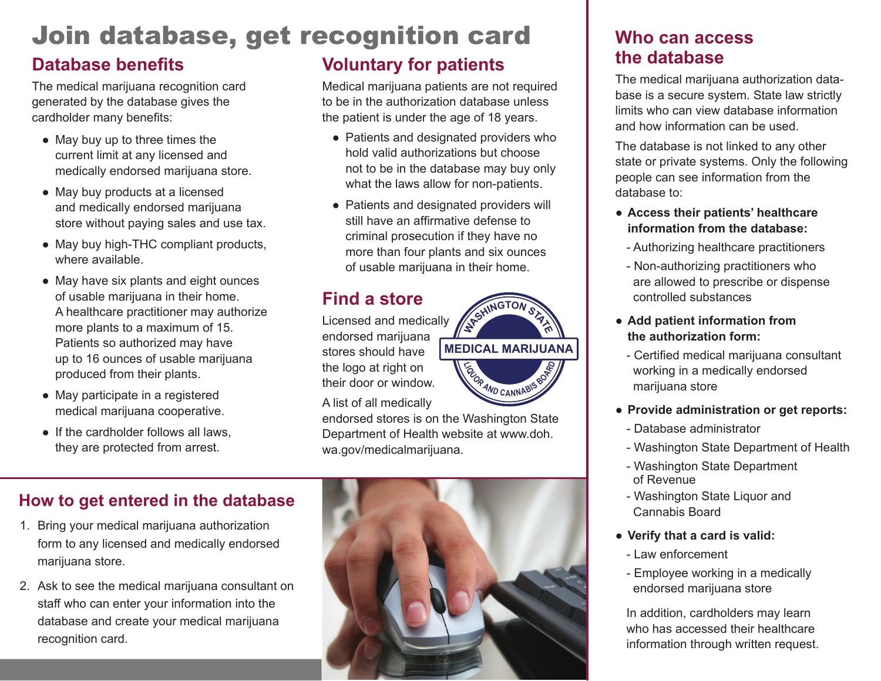# Join database, get recognition card

## Database benefits

The medical marijuana recognition card generated by the database gives the cardholder many benefits:

- May buy up to three times the current limit at any licensed and medically endorsed marijuana store.
- May buy products at a licensed and medically endorsed marijuana store without paying sales and use tax.
- May buy high-THC compliant products, where available.
- May have six plants and eight ounces of usable marijuana in their home. A healthcare practitioner may authorize more plants to a maximum of 15. Patients so authorized may have up to 16 ounces of usable marijuana produced from their plants.
- May participate in a registered medical marijuana cooperative.
- If the cardholder follows all laws, they are protected from arrest.

## Voluntary for patients

Medical marijuana patients are not required to be in the authorization database unless the patient is under the age of 18 years.

- Patients and designated providers who hold valid authorizations but choose not to be in the database may buy only what the laws allow for non-patients.
- Patients and designated providers will still have an affirmative defense to criminal prosecution if they have no more than four plants and six ounces of usable marijuana in their home.

## Find a store

Licensed and medically endorsed marijuana stores should have the logo at right on their door or window.

WASHINGTON STATE MEDICAL MARIJUANA LIQUOR AND CANNABIS BOARD

A list of all medically endorsed stores is on the Washington State Department of Health website at www.doh.wa.gov/medicalmarijuana.

## How to get entered in the database

1. Bring your medical marijuana authorization form to any licensed and medically endorsed marijuana store.
2. Ask to see the medical marijuana consultant on staff who can enter your information into the database and create your medical marijuana recognition card.

## Who can access the database

The medical marijuana authorization database is a secure system. State law strictly limits who can view database information and how information can be used.

The database is not linked to any other state or private systems. Only the following people can see information from the database to:

- **Access their patients' healthcare information from the database:**
  - Authorizing healthcare practitioners
  - Non-authorizing practitioners who are allowed to prescribe or dispense controlled substances
- **Add patient information from the authorization form:**
  - Certified medical marijuana consultant working in a medically endorsed marijuana store
- **Provide administration or get reports:**
  - Database administrator
  - Washington State Department of Health
  - Washington State Department of Revenue
  - Washington State Liquor and Cannabis Board
- **Verify that a card is valid:**
  - Law enforcement
  - Employee working in a medically endorsed marijuana store

In addition, cardholders may learn who has accessed their healthcare information through written request.